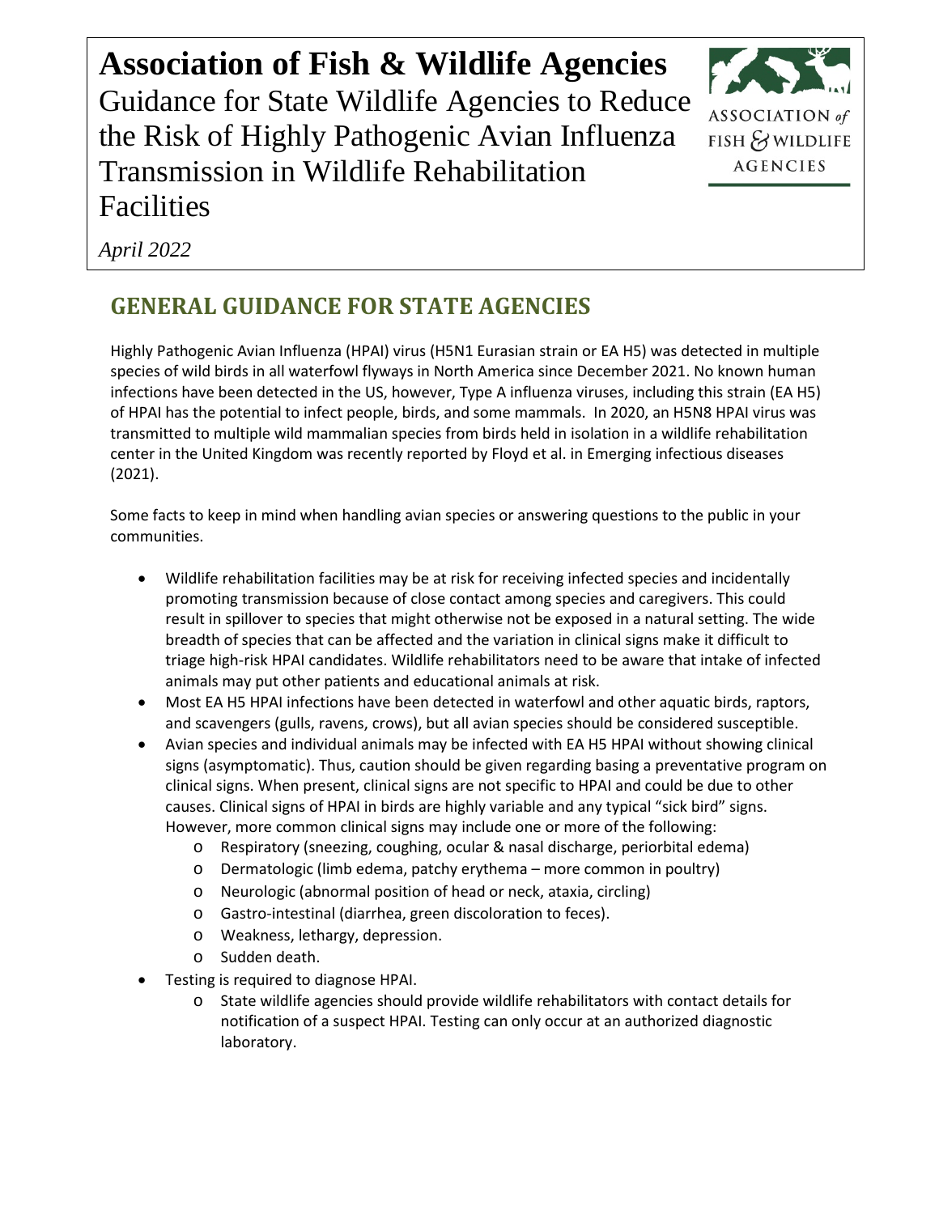# Association of Fish & Wildlife Agencies

Guidance for State Wildlife Agencies to Reduce the Risk of Highly Pathogenic Avian Influenza Transmission in Wildlife Rehabilitation Facilities

*April 2022*

## GENERAL GUIDANCE FOR STATE AGENCIES

Highly Pathogenic Avian Influenza (HPAI) virus (H5N1 Eurasian strain or EA H5) was detected in multiple species of wild birds in all waterfowl flyways in North America since December 2021. No known human infections have been detected in the US, however, Type A influenza viruses, including this strain (EA H5) of HPAI has the potential to infect people, birds, and some mammals. In 2020, an H5N8 HPAI virus was transmitted to multiple wild mammalian species from birds held in isolation in a wildlife rehabilitation center in the United Kingdom was recently reported by Floyd et al. in Emerging infectious diseases (2021).

Some facts to keep in mind when handling avian species or answering questions to the public in your communities.

- Wildlife rehabilitation facilities may be at risk for receiving infected species and incidentally promoting transmission because of close contact among species and caregivers. This could result in spillover to species that might otherwise not be exposed in a natural setting. The wide breadth of species that can be affected and the variation in clinical signs make it difficult to triage high-risk HPAI candidates. Wildlife rehabilitators need to be aware that intake of infected animals may put other patients and educational animals at risk.
- Most EA H5 HPAI infections have been detected in waterfowl and other aquatic birds, raptors, and scavengers (gulls, ravens, crows), but all avian species should be considered susceptible.
- Avian species and individual animals may be infected with EA H5 HPAI without showing clinical signs (asymptomatic). Thus, caution should be given regarding basing a preventative program on clinical signs. When present, clinical signs are not specific to HPAI and could be due to other causes. Clinical signs of HPAI in birds are highly variable and any typical "sick bird" signs. However, more common clinical signs may include one or more of the following:
  - Respiratory (sneezing, coughing, ocular & nasal discharge, periorbital edema)
  - Dermatologic (limb edema, patchy erythema – more common in poultry)
  - Neurologic (abnormal position of head or neck, ataxia, circling)
  - Gastro-intestinal (diarrhea, green discoloration to feces).
  - Weakness, lethargy, depression.
  - Sudden death.
- Testing is required to diagnose HPAI.
  - State wildlife agencies should provide wildlife rehabilitators with contact details for notification of a suspect HPAI. Testing can only occur at an authorized diagnostic laboratory.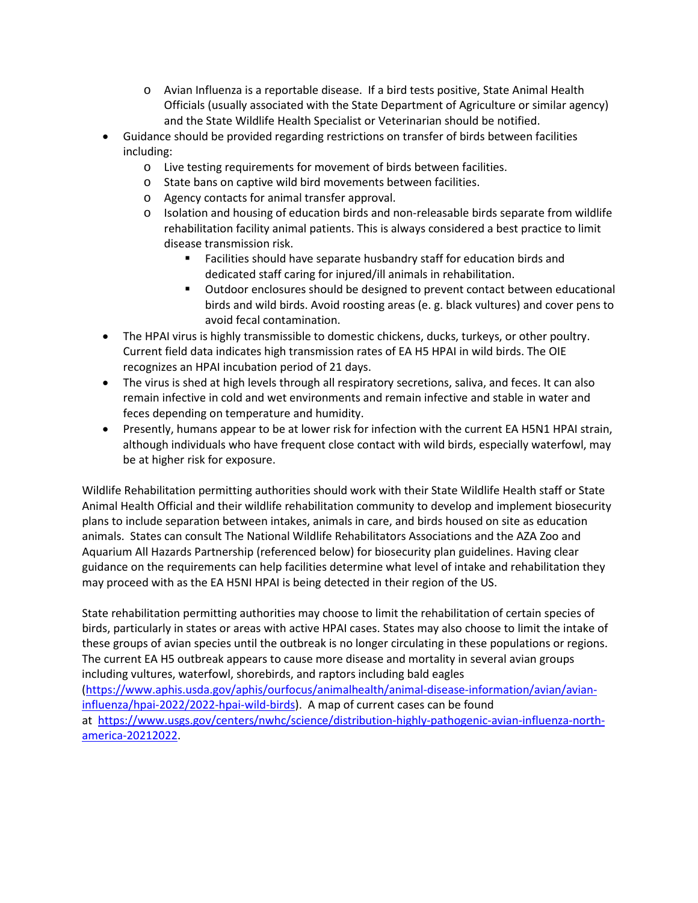- Avian Influenza is a reportable disease. If a bird tests positive, State Animal Health Officials (usually associated with the State Department of Agriculture or similar agency) and the State Wildlife Health Specialist or Veterinarian should be notified.
- Guidance should be provided regarding restrictions on transfer of birds between facilities including:
   - Live testing requirements for movement of birds between facilities.
   - State bans on captive wild bird movements between facilities.
   - Agency contacts for animal transfer approval.
   - Isolation and housing of education birds and non-releasable birds separate from wildlife rehabilitation facility animal patients. This is always considered a best practice to limit disease transmission risk.
      - Facilities should have separate husbandry staff for education birds and dedicated staff caring for injured/ill animals in rehabilitation.
      - Outdoor enclosures should be designed to prevent contact between educational birds and wild birds. Avoid roosting areas (e. g. black vultures) and cover pens to avoid fecal contamination.
- The HPAI virus is highly transmissible to domestic chickens, ducks, turkeys, or other poultry. Current field data indicates high transmission rates of EA H5 HPAI in wild birds. The OIE recognizes an HPAI incubation period of 21 days.
- The virus is shed at high levels through all respiratory secretions, saliva, and feces. It can also remain infective in cold and wet environments and remain infective and stable in water and feces depending on temperature and humidity.
- Presently, humans appear to be at lower risk for infection with the current EA H5N1 HPAI strain, although individuals who have frequent close contact with wild birds, especially waterfowl, may be at higher risk for exposure.

Wildlife Rehabilitation permitting authorities should work with their State Wildlife Health staff or State Animal Health Official and their wildlife rehabilitation community to develop and implement biosecurity plans to include separation between intakes, animals in care, and birds housed on site as education animals. States can consult The National Wildlife Rehabilitators Associations and the AZA Zoo and Aquarium All Hazards Partnership (referenced below) for biosecurity plan guidelines. Having clear guidance on the requirements can help facilities determine what level of intake and rehabilitation they may proceed with as the EA H5NI HPAI is being detected in their region of the US.

State rehabilitation permitting authorities may choose to limit the rehabilitation of certain species of birds, particularly in states or areas with active HPAI cases. States may also choose to limit the intake of these groups of avian species until the outbreak is no longer circulating in these populations or regions. The current EA H5 outbreak appears to cause more disease and mortality in several avian groups including vultures, waterfowl, shorebirds, and raptors including bald eagles (https://www.aphis.usda.gov/aphis/ourfocus/animalhealth/animal-disease-information/avian/avian-influenza/hpai-2022/2022-hpai-wild-birds). A map of current cases can be found at https://www.usgs.gov/centers/nwhc/science/distribution-highly-pathogenic-avian-influenza-north-america-20212022.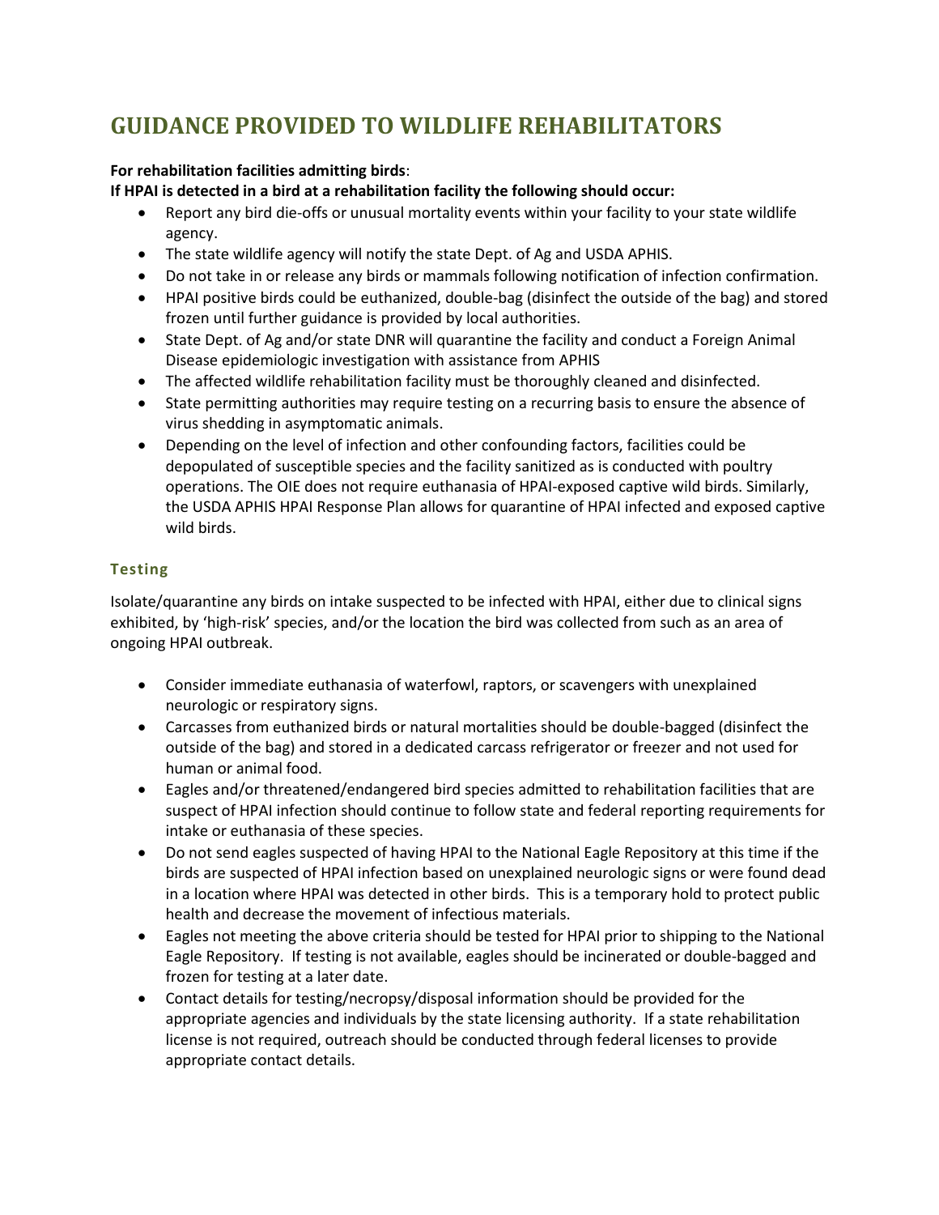# GUIDANCE PROVIDED TO WILDLIFE REHABILITATORS

**For rehabilitation facilities admitting birds**:

**If HPAI is detected in a bird at a rehabilitation facility the following should occur:**

- Report any bird die-offs or unusual mortality events within your facility to your state wildlife agency.
- The state wildlife agency will notify the state Dept. of Ag and USDA APHIS.
- Do not take in or release any birds or mammals following notification of infection confirmation.
- HPAI positive birds could be euthanized, double-bag (disinfect the outside of the bag) and stored frozen until further guidance is provided by local authorities.
- State Dept. of Ag and/or state DNR will quarantine the facility and conduct a Foreign Animal Disease epidemiologic investigation with assistance from APHIS
- The affected wildlife rehabilitation facility must be thoroughly cleaned and disinfected.
- State permitting authorities may require testing on a recurring basis to ensure the absence of virus shedding in asymptomatic animals.
- Depending on the level of infection and other confounding factors, facilities could be depopulated of susceptible species and the facility sanitized as is conducted with poultry operations. The OIE does not require euthanasia of HPAI-exposed captive wild birds. Similarly, the USDA APHIS HPAI Response Plan allows for quarantine of HPAI infected and exposed captive wild birds.

## Testing

Isolate/quarantine any birds on intake suspected to be infected with HPAI, either due to clinical signs exhibited, by 'high-risk' species, and/or the location the bird was collected from such as an area of ongoing HPAI outbreak.

- Consider immediate euthanasia of waterfowl, raptors, or scavengers with unexplained neurologic or respiratory signs.
- Carcasses from euthanized birds or natural mortalities should be double-bagged (disinfect the outside of the bag) and stored in a dedicated carcass refrigerator or freezer and not used for human or animal food.
- Eagles and/or threatened/endangered bird species admitted to rehabilitation facilities that are suspect of HPAI infection should continue to follow state and federal reporting requirements for intake or euthanasia of these species.
- Do not send eagles suspected of having HPAI to the National Eagle Repository at this time if the birds are suspected of HPAI infection based on unexplained neurologic signs or were found dead in a location where HPAI was detected in other birds. This is a temporary hold to protect public health and decrease the movement of infectious materials.
- Eagles not meeting the above criteria should be tested for HPAI prior to shipping to the National Eagle Repository. If testing is not available, eagles should be incinerated or double-bagged and frozen for testing at a later date.
- Contact details for testing/necropsy/disposal information should be provided for the appropriate agencies and individuals by the state licensing authority. If a state rehabilitation license is not required, outreach should be conducted through federal licenses to provide appropriate contact details.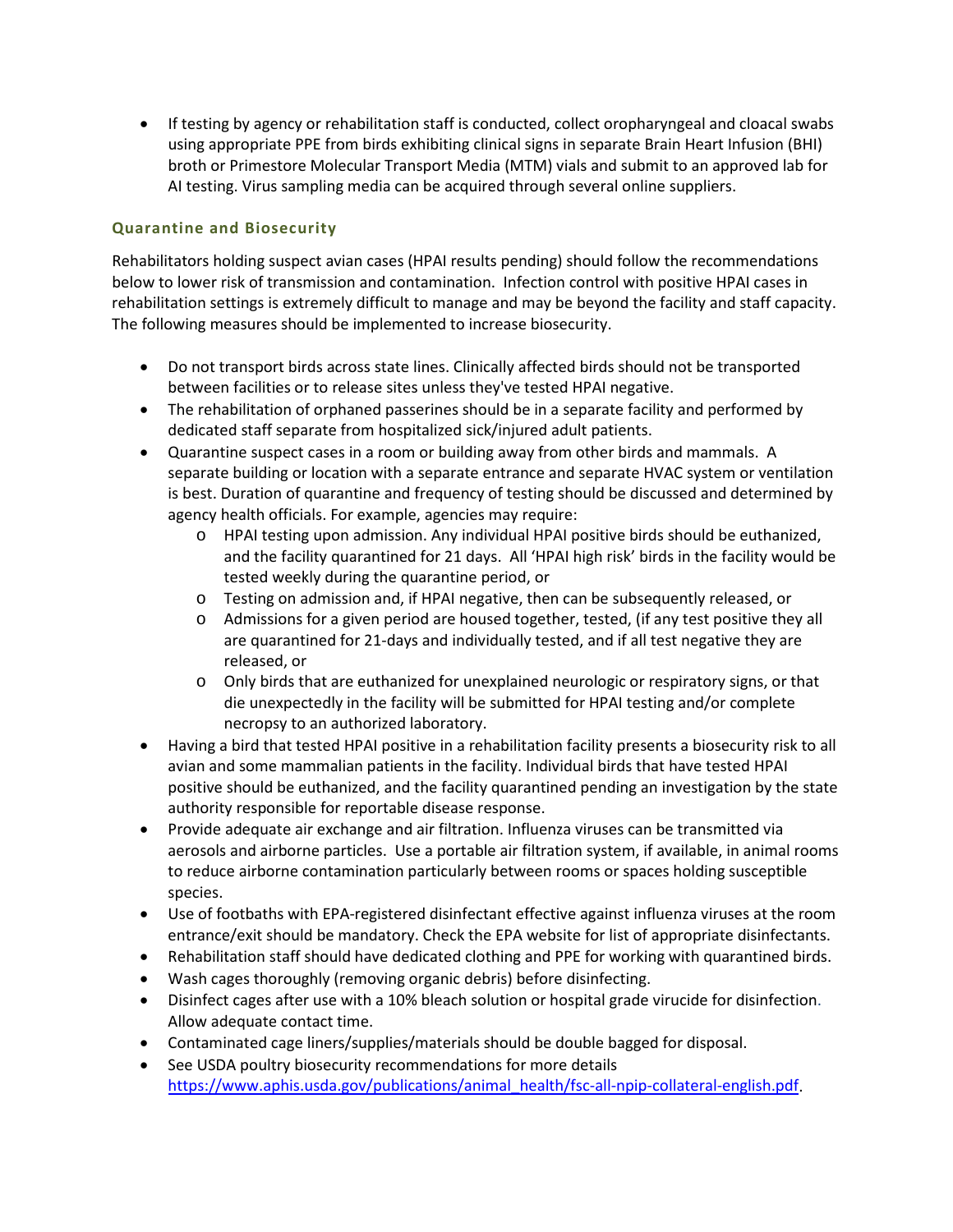- If testing by agency or rehabilitation staff is conducted, collect oropharyngeal and cloacal swabs using appropriate PPE from birds exhibiting clinical signs in separate Brain Heart Infusion (BHI) broth or Primestore Molecular Transport Media (MTM) vials and submit to an approved lab for AI testing. Virus sampling media can be acquired through several online suppliers.

### Quarantine and Biosecurity

Rehabilitators holding suspect avian cases (HPAI results pending) should follow the recommendations below to lower risk of transmission and contamination. Infection control with positive HPAI cases in rehabilitation settings is extremely difficult to manage and may be beyond the facility and staff capacity. The following measures should be implemented to increase biosecurity.

- Do not transport birds across state lines. Clinically affected birds should not be transported between facilities or to release sites unless they've tested HPAI negative.
- The rehabilitation of orphaned passerines should be in a separate facility and performed by dedicated staff separate from hospitalized sick/injured adult patients.
- Quarantine suspect cases in a room or building away from other birds and mammals. A separate building or location with a separate entrance and separate HVAC system or ventilation is best. Duration of quarantine and frequency of testing should be discussed and determined by agency health officials. For example, agencies may require:
    - HPAI testing upon admission. Any individual HPAI positive birds should be euthanized, and the facility quarantined for 21 days. All 'HPAI high risk' birds in the facility would be tested weekly during the quarantine period, or
    - Testing on admission and, if HPAI negative, then can be subsequently released, or
    - Admissions for a given period are housed together, tested, (if any test positive they all are quarantined for 21-days and individually tested, and if all test negative they are released, or
    - Only birds that are euthanized for unexplained neurologic or respiratory signs, or that die unexpectedly in the facility will be submitted for HPAI testing and/or complete necropsy to an authorized laboratory.
- Having a bird that tested HPAI positive in a rehabilitation facility presents a biosecurity risk to all avian and some mammalian patients in the facility. Individual birds that have tested HPAI positive should be euthanized, and the facility quarantined pending an investigation by the state authority responsible for reportable disease response.
- Provide adequate air exchange and air filtration. Influenza viruses can be transmitted via aerosols and airborne particles. Use a portable air filtration system, if available, in animal rooms to reduce airborne contamination particularly between rooms or spaces holding susceptible species.
- Use of footbaths with EPA-registered disinfectant effective against influenza viruses at the room entrance/exit should be mandatory. Check the EPA website for list of appropriate disinfectants.
- Rehabilitation staff should have dedicated clothing and PPE for working with quarantined birds.
- Wash cages thoroughly (removing organic debris) before disinfecting.
- Disinfect cages after use with a 10% bleach solution or hospital grade virucide for disinfection. Allow adequate contact time.
- Contaminated cage liners/supplies/materials should be double bagged for disposal.
- See USDA poultry biosecurity recommendations for more details https://www.aphis.usda.gov/publications/animal_health/fsc-all-npip-collateral-english.pdf.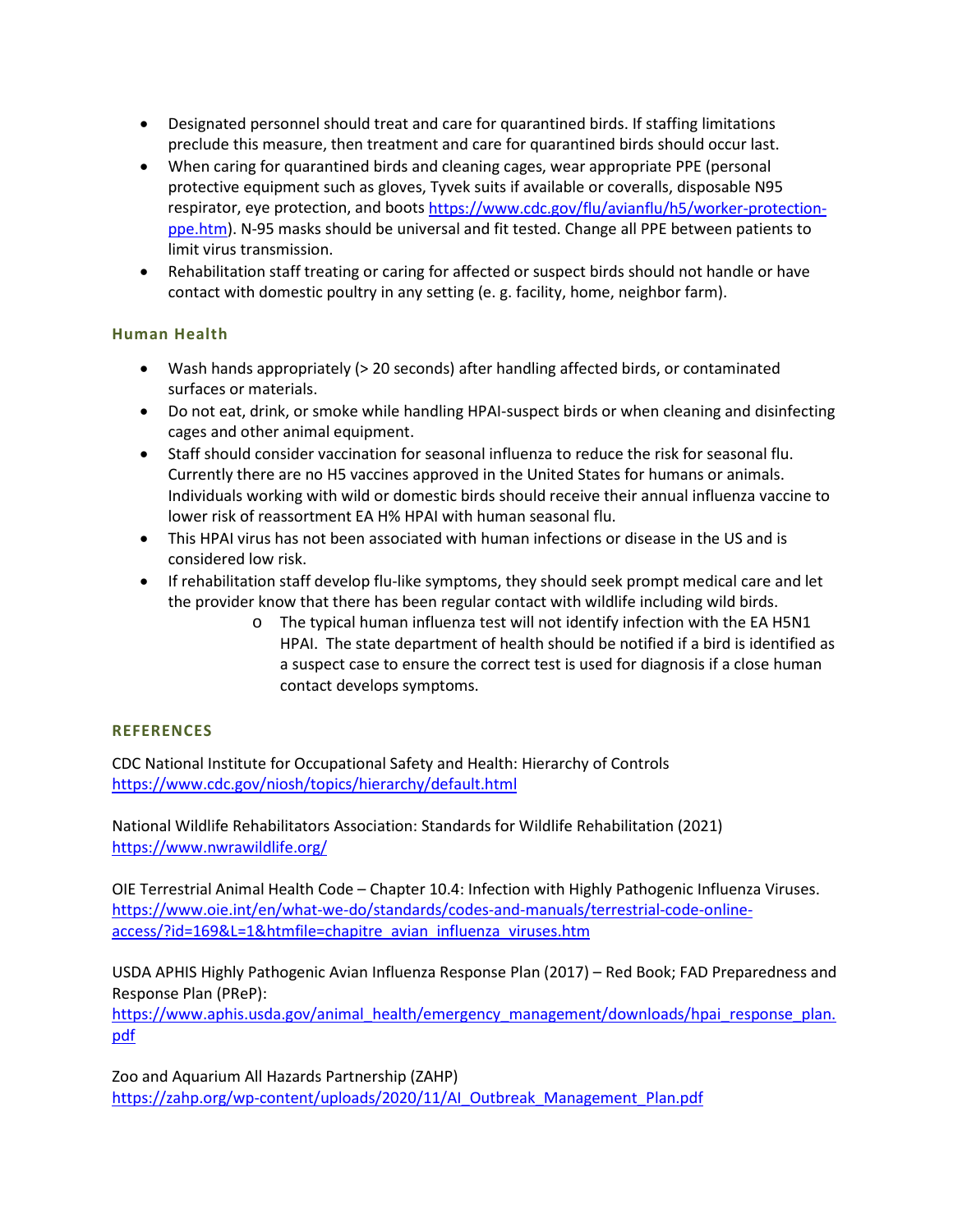- Designated personnel should treat and care for quarantined birds. If staffing limitations preclude this measure, then treatment and care for quarantined birds should occur last.
- When caring for quarantined birds and cleaning cages, wear appropriate PPE (personal protective equipment such as gloves, Tyvek suits if available or coveralls, disposable N95 respirator, eye protection, and boots https://www.cdc.gov/flu/avianflu/h5/worker-protection-ppe.htm). N-95 masks should be universal and fit tested. Change all PPE between patients to limit virus transmission.
- Rehabilitation staff treating or caring for affected or suspect birds should not handle or have contact with domestic poultry in any setting (e. g. facility, home, neighbor farm).

### Human Health

- Wash hands appropriately (> 20 seconds) after handling affected birds, or contaminated surfaces or materials.
- Do not eat, drink, or smoke while handling HPAI-suspect birds or when cleaning and disinfecting cages and other animal equipment.
- Staff should consider vaccination for seasonal influenza to reduce the risk for seasonal flu. Currently there are no H5 vaccines approved in the United States for humans or animals. Individuals working with wild or domestic birds should receive their annual influenza vaccine to lower risk of reassortment EA H% HPAI with human seasonal flu.
- This HPAI virus has not been associated with human infections or disease in the US and is considered low risk.
- If rehabilitation staff develop flu-like symptoms, they should seek prompt medical care and let the provider know that there has been regular contact with wildlife including wild birds.
    - The typical human influenza test will not identify infection with the EA H5N1 HPAI. The state department of health should be notified if a bird is identified as a suspect case to ensure the correct test is used for diagnosis if a close human contact develops symptoms.

## REFERENCES

CDC National Institute for Occupational Safety and Health: Hierarchy of Controls
https://www.cdc.gov/niosh/topics/hierarchy/default.html

National Wildlife Rehabilitators Association: Standards for Wildlife Rehabilitation (2021)
https://www.nwrawildlife.org/

OIE Terrestrial Animal Health Code – Chapter 10.4: Infection with Highly Pathogenic Influenza Viruses.
https://www.oie.int/en/what-we-do/standards/codes-and-manuals/terrestrial-code-online-access/?id=169&L=1&htmfile=chapitre_avian_influenza_viruses.htm

USDA APHIS Highly Pathogenic Avian Influenza Response Plan (2017) – Red Book; FAD Preparedness and Response Plan (PReP):
https://www.aphis.usda.gov/animal_health/emergency_management/downloads/hpai_response_plan.pdf

Zoo and Aquarium All Hazards Partnership (ZAHP)
https://zahp.org/wp-content/uploads/2020/11/AI_Outbreak_Management_Plan.pdf